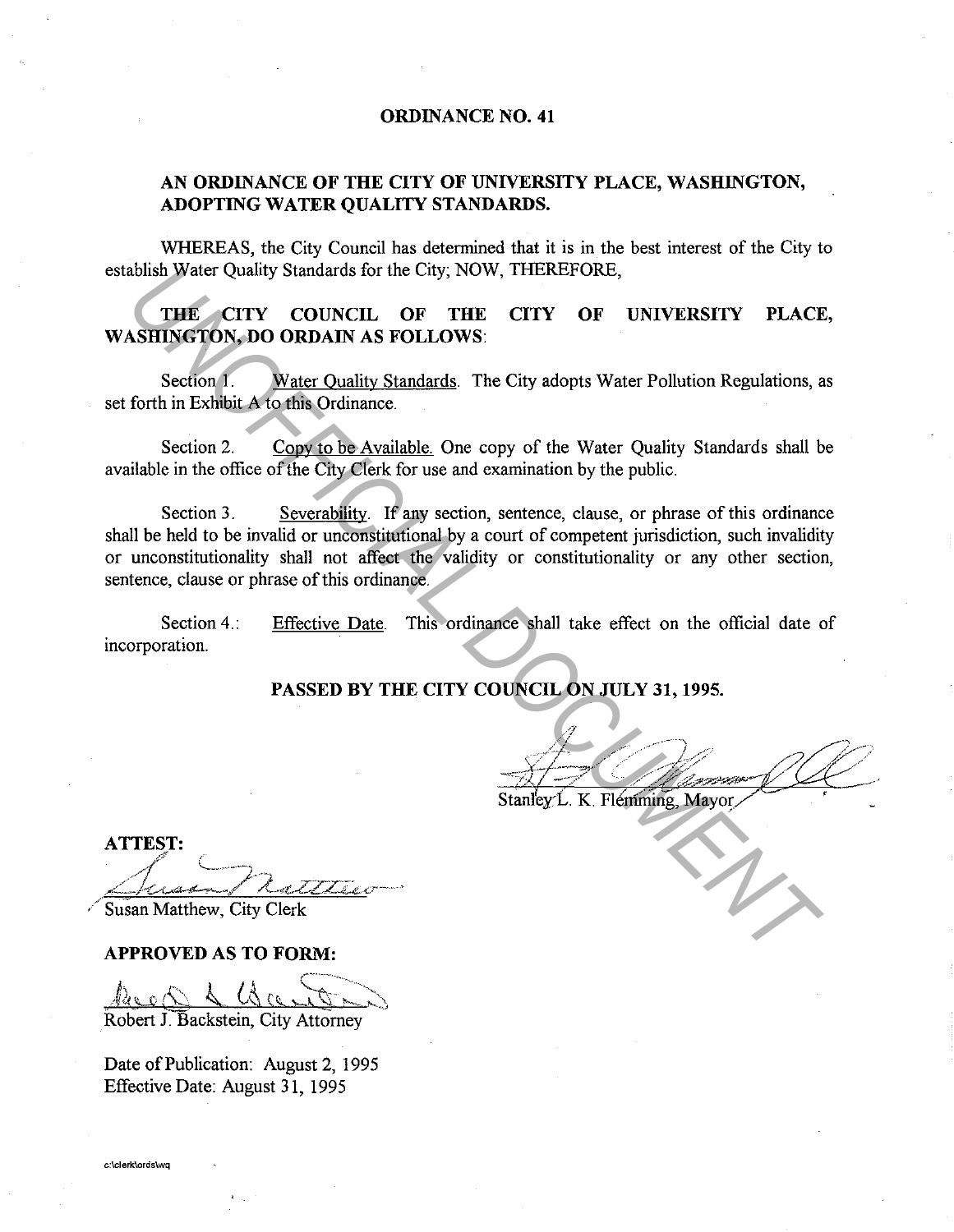# ORDINANCE NO. 41

## AN ORDINANCE OF THE CITY OF UNIVERSITY PLACE, WASHINGTON, ADOPTING WATER QUALITY STANDARDS.

WHEREAS, the City Council has determined that it is in the best interest of the City to establish Water Quality Standards for the City; NOW, THEREFORE,

**THE CITY COUNCIL OF THE CITY OF UNIVERSITY PLACE, WASHINGTON, DO ORDAIN AS FOLLOWS:**

Section 1. Water Quality Standards. The City adopts Water Pollution Regulations, as set forth in Exhibit A to this Ordinance.

Section 2. Copy to be Available. One copy of the Water Quality Standards shall be available in the office of the City Clerk for use and examination by the public.

Section 3. Severability. If any section, sentence, clause, or phrase of this ordinance shall be held to be invalid or unconstitutional by a court of competent jurisdiction, such invalidity or unconstitutionality shall not affect the validity or constitutionality or any other section, sentence, clause or phrase of this ordinance.

Section 4.: Effective Date. This ordinance shall take effect on the official date of incorporation.

**PASSED BY THE CITY COUNCIL ON JULY 31, 1995.**

Stanley L. K. Flemming, Mayor

**ATTEST:**

Susan Matthew, City Clerk

**APPROVED AS TO FORM:**

Robert J. Backstein, City Attorney

Date of Publication: August 2, 1995
Effective Date: August 31, 1995

c:\clerk\ords\wq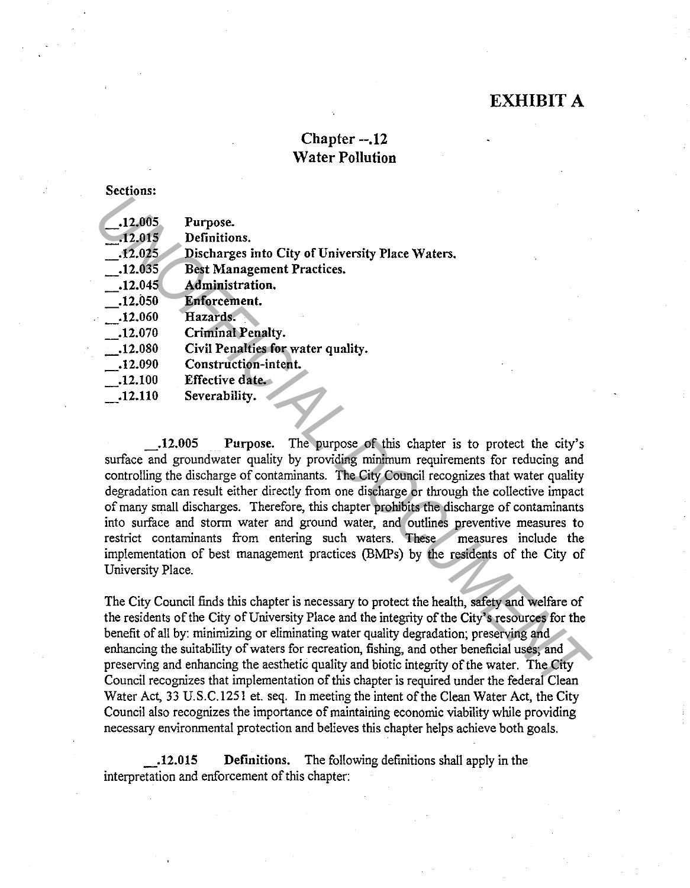# EXHIBIT A

## Chapter --.12
## Water Pollution

**Sections:**

| | |
|---|---|
| **__.12.005** | **Purpose.** |
| **__.12.015** | **Definitions.** |
| **__.12.025** | **Discharges into City of University Place Waters.** |
| **__.12.035** | **Best Management Practices.** |
| **__.12.045** | **Administration.** |
| **__.12.050** | **Enforcement.** |
| **__.12.060** | **Hazards.** |
| **__.12.070** | **Criminal Penalty.** |
| **__.12.080** | **Civil Penalties for water quality.** |
| **__.12.090** | **Construction-intent.** |
| **__.12.100** | **Effective date.** |
| **__.12.110** | **Severability.** |

**__.12.005 Purpose.** The purpose of this chapter is to protect the city's surface and groundwater quality by providing minimum requirements for reducing and controlling the discharge of contaminants. The City Council recognizes that water quality degradation can result either directly from one discharge or through the collective impact of many small discharges. Therefore, this chapter prohibits the discharge of contaminants into surface and storm water and ground water, and outlines preventive measures to restrict contaminants from entering such waters. These measures include the implementation of best management practices (BMPs) by the residents of the City of University Place.

The City Council finds this chapter is necessary to protect the health, safety and welfare of the residents of the City of University Place and the integrity of the City's resources for the benefit of all by: minimizing or eliminating water quality degradation; preserving and enhancing the suitability of waters for recreation, fishing, and other beneficial uses; and preserving and enhancing the aesthetic quality and biotic integrity of the water. The City Council recognizes that implementation of this chapter is required under the federal Clean Water Act, 33 U.S.C.1251 et. seq. In meeting the intent of the Clean Water Act, the City Council also recognizes the importance of maintaining economic viability while providing necessary environmental protection and believes this chapter helps achieve both goals.

**__.12.015 Definitions.** The following definitions shall apply in the interpretation and enforcement of this chapter: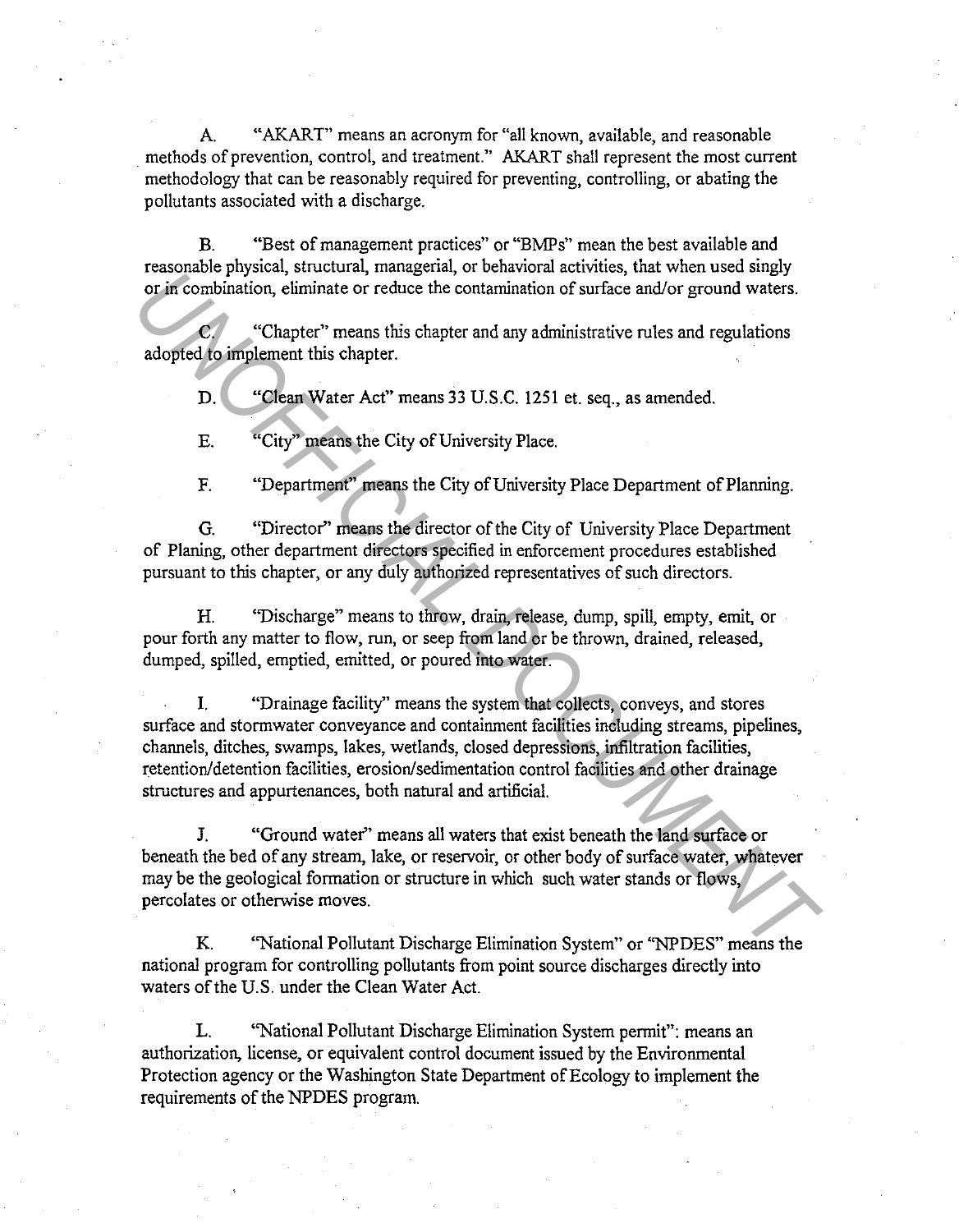A. "AKART" means an acronym for "all known, available, and reasonable methods of prevention, control, and treatment." AKART shall represent the most current methodology that can be reasonably required for preventing, controlling, or abating the pollutants associated with a discharge.

B. "Best of management practices" or "BMPs" mean the best available and reasonable physical, structural, managerial, or behavioral activities, that when used singly or in combination, eliminate or reduce the contamination of surface and/or ground waters.

C. "Chapter" means this chapter and any administrative rules and regulations adopted to implement this chapter.

D. "Clean Water Act" means 33 U.S.C. 1251 et. seq., as amended.

E. "City" means the City of University Place.

F. "Department" means the City of University Place Department of Planning.

G. "Director" means the director of the City of University Place Department of Planing, other department directors specified in enforcement procedures established pursuant to this chapter, or any duly authorized representatives of such directors.

H. "Discharge" means to throw, drain, release, dump, spill, empty, emit, or pour forth any matter to flow, run, or seep from land or be thrown, drained, released, dumped, spilled, emptied, emitted, or poured into water.

I. "Drainage facility" means the system that collects, conveys, and stores surface and stormwater conveyance and containment facilities including streams, pipelines, channels, ditches, swamps, lakes, wetlands, closed depressions, infiltration facilities, retention/detention facilities, erosion/sedimentation control facilities and other drainage structures and appurtenances, both natural and artificial.

J. "Ground water" means all waters that exist beneath the land surface or beneath the bed of any stream, lake, or reservoir, or other body of surface water, whatever may be the geological formation or structure in which such water stands or flows, percolates or otherwise moves.

K. "National Pollutant Discharge Elimination System" or "NPDES" means the national program for controlling pollutants from point source discharges directly into waters of the U.S. under the Clean Water Act.

L. "National Pollutant Discharge Elimination System permit": means an authorization, license, or equivalent control document issued by the Environmental Protection agency or the Washington State Department of Ecology to implement the requirements of the NPDES program.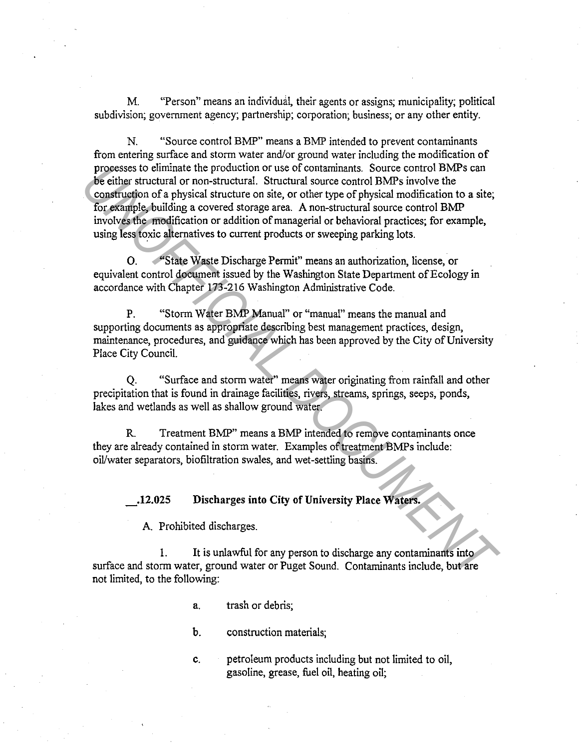M. "Person" means an individual, their agents or assigns; municipality; political subdivision; government agency; partnership; corporation; business; or any other entity.

N. "Source control BMP" means a BMP intended to prevent contaminants from entering surface and storm water and/or ground water including the modification of processes to eliminate the production or use of contaminants. Source control BMPs can be either structural or non-structural. Structural source control BMPs involve the construction of a physical structure on site, or other type of physical modification to a site; for example, building a covered storage area. A non-structural source control BMP involves the modification or addition of managerial or behavioral practices; for example, using less toxic alternatives to current products or sweeping parking lots.

O. "State Waste Discharge Permit" means an authorization, license, or equivalent control document issued by the Washington State Department of Ecology in accordance with Chapter 173-216 Washington Administrative Code.

P. "Storm Water BMP Manual" or "manual" means the manual and supporting documents as appropriate describing best management practices, design, maintenance, procedures, and guidance which has been approved by the City of University Place City Council.

Q. "Surface and storm water" means water originating from rainfall and other precipitation that is found in drainage facilities, rivers, streams, springs, seeps, ponds, lakes and wetlands as well as shallow ground water.

R. Treatment BMP" means a BMP intended to remove contaminants once they are already contained in storm water. Examples of treatment BMPs include: oil/water separators, biofiltration swales, and wet-settling basins.

**__.12.025 Discharges into City of University Place Waters.**

A. Prohibited discharges.

1. It is unlawful for any person to discharge any contaminants into surface and storm water, ground water or Puget Sound. Contaminants include, but are not limited, to the following:

a. trash or debris;

b. construction materials;

c. petroleum products including but not limited to oil, gasoline, grease, fuel oil, heating oil;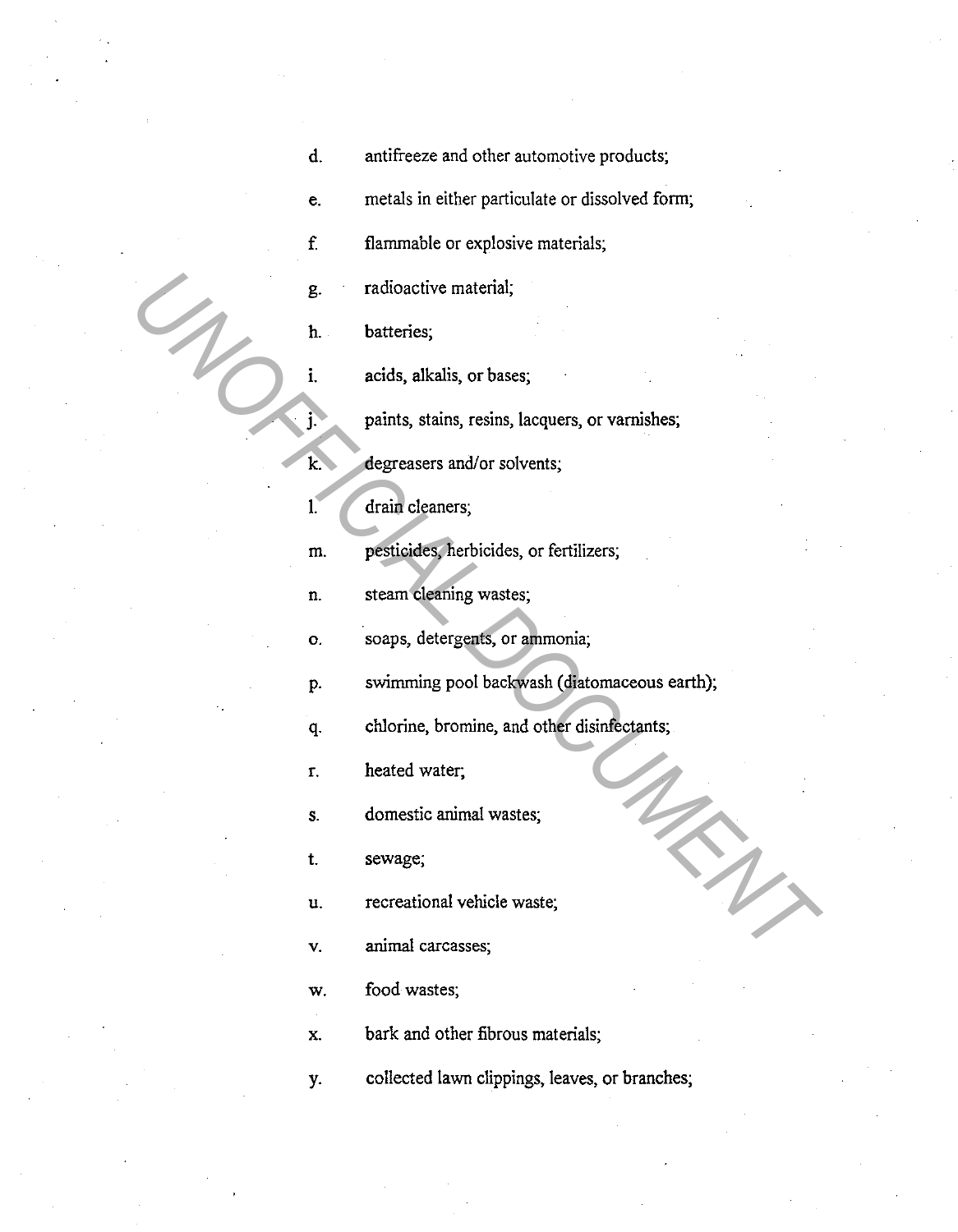d. antifreeze and other automotive products;

e. metals in either particulate or dissolved form;

f. flammable or explosive materials;

g. radioactive material;

h. batteries;

i. acids, alkalis, or bases;

j. paints, stains, resins, lacquers, or varnishes;

k. degreasers and/or solvents;

l. drain cleaners;

m. pesticides, herbicides, or fertilizers;

n. steam cleaning wastes;

o. soaps, detergents, or ammonia;

p. swimming pool backwash (diatomaceous earth);

q. chlorine, bromine, and other disinfectants;

r. heated water;

s. domestic animal wastes;

t. sewage;

u. recreational vehicle waste;

v. animal carcasses;

w. food wastes;

x. bark and other fibrous materials;

y. collected lawn clippings, leaves, or branches;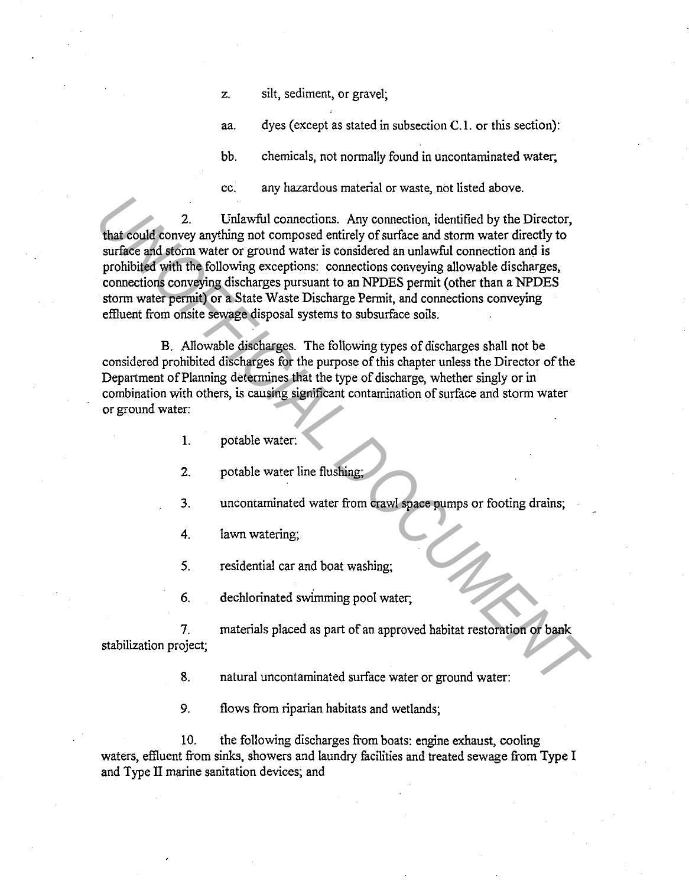z. silt, sediment, or gravel;

aa. dyes (except as stated in subsection C.1. or this section):

bb. chemicals, not normally found in uncontaminated water;

cc. any hazardous material or waste, not listed above.

2. Unlawful connections. Any connection, identified by the Director, that could convey anything not composed entirely of surface and storm water directly to surface and storm water or ground water is considered an unlawful connection and is prohibited with the following exceptions: connections conveying allowable discharges, connections conveying discharges pursuant to an NPDES permit (other than a NPDES storm water permit) or a State Waste Discharge Permit, and connections conveying effluent from onsite sewage disposal systems to subsurface soils.

B. Allowable discharges. The following types of discharges shall not be considered prohibited discharges for the purpose of this chapter unless the Director of the Department of Planning determines that the type of discharge, whether singly or in combination with others, is causing significant contamination of surface and storm water or ground water:

1. potable water:

2. potable water line flushing;

3. uncontaminated water from crawl space pumps or footing drains;

4. lawn watering;

5. residential car and boat washing;

6. dechlorinated swimming pool water;

7. materials placed as part of an approved habitat restoration or bank stabilization project;

8. natural uncontaminated surface water or ground water:

9. flows from riparian habitats and wetlands;

10. the following discharges from boats: engine exhaust, cooling waters, effluent from sinks, showers and laundry facilities and treated sewage from Type I and Type II marine sanitation devices; and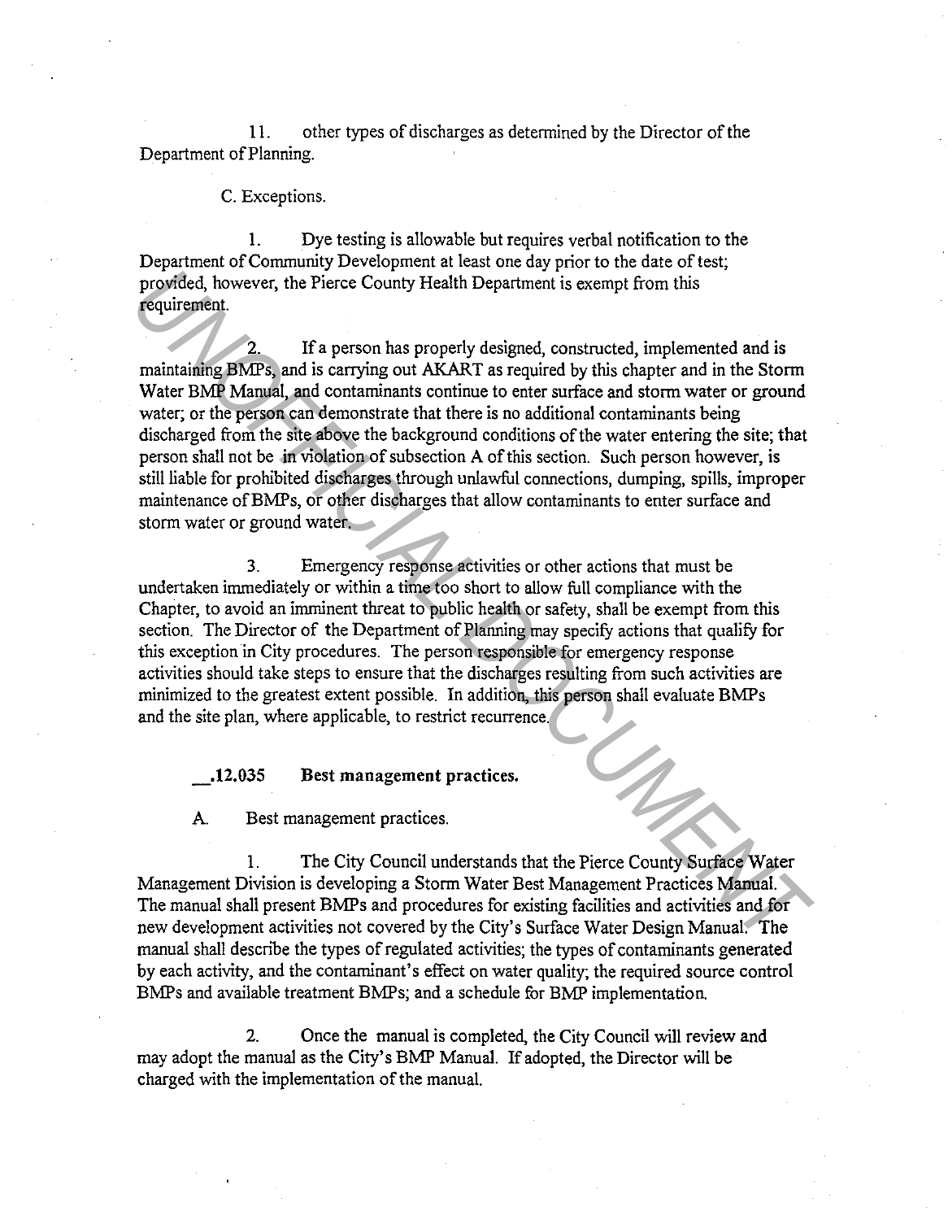11. other types of discharges as determined by the Director of the Department of Planning.

C. Exceptions.

1. Dye testing is allowable but requires verbal notification to the Department of Community Development at least one day prior to the date of test; provided, however, the Pierce County Health Department is exempt from this requirement.

2. If a person has properly designed, constructed, implemented and is maintaining BMPs, and is carrying out AKART as required by this chapter and in the Storm Water BMP Manual, and contaminants continue to enter surface and storm water or ground water; or the person can demonstrate that there is no additional contaminants being discharged from the site above the background conditions of the water entering the site; that person shall not be in violation of subsection A of this section. Such person however, is still liable for prohibited discharges through unlawful connections, dumping, spills, improper maintenance of BMPs, or other discharges that allow contaminants to enter surface and storm water or ground water.

3. Emergency response activities or other actions that must be undertaken immediately or within a time too short to allow full compliance with the Chapter, to avoid an imminent threat to public health or safety, shall be exempt from this section. The Director of the Department of Planning may specify actions that qualify for this exception in City procedures. The person responsible for emergency response activities should take steps to ensure that the discharges resulting from such activities are minimized to the greatest extent possible. In addition, this person shall evaluate BMPs and the site plan, where applicable, to restrict recurrence.

**__.12.035 Best management practices.**

A. Best management practices.

1. The City Council understands that the Pierce County Surface Water Management Division is developing a Storm Water Best Management Practices Manual. The manual shall present BMPs and procedures for existing facilities and activities and for new development activities not covered by the City's Surface Water Design Manual. The manual shall describe the types of regulated activities; the types of contaminants generated by each activity, and the contaminant's effect on water quality; the required source control BMPs and available treatment BMPs; and a schedule for BMP implementation.

2. Once the manual is completed, the City Council will review and may adopt the manual as the City's BMP Manual. If adopted, the Director will be charged with the implementation of the manual.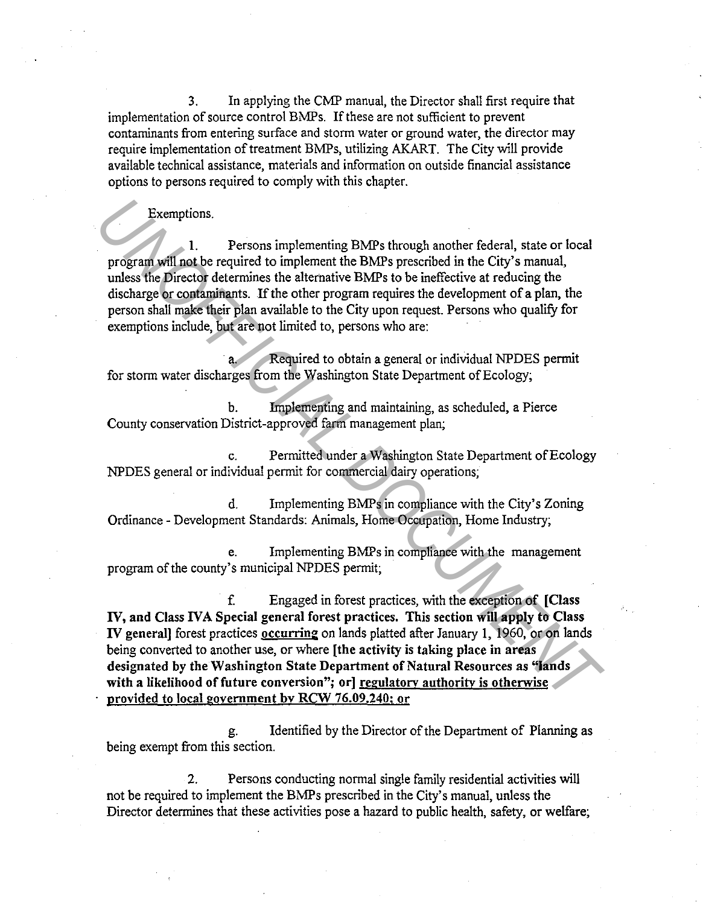3. In applying the CMP manual, the Director shall first require that implementation of source control BMPs. If these are not sufficient to prevent contaminants from entering surface and storm water or ground water, the director may require implementation of treatment BMPs, utilizing AKART. The City will provide available technical assistance, materials and information on outside financial assistance options to persons required to comply with this chapter.

Exemptions.

1. Persons implementing BMPs through another federal, state or local program will not be required to implement the BMPs prescribed in the City's manual, unless the Director determines the alternative BMPs to be ineffective at reducing the discharge or contaminants. If the other program requires the development of a plan, the person shall make their plan available to the City upon request. Persons who qualify for exemptions include, but are not limited to, persons who are:

a. Required to obtain a general or individual NPDES permit for storm water discharges from the Washington State Department of Ecology;

b. Implementing and maintaining, as scheduled, a Pierce County conservation District-approved farm management plan;

c. Permitted under a Washington State Department of Ecology NPDES general or individual permit for commercial dairy operations;

d. Implementing BMPs in compliance with the City's Zoning Ordinance - Development Standards: Animals, Home Occupation, Home Industry;

e. Implementing BMPs in compliance with the management program of the county's municipal NPDES permit;

f. Engaged in forest practices, with the exception of **[Class IV, and Class IVA Special general forest practices. This section will apply to Class IV general]** forest practices <u>occurring</u> on lands platted after January 1, 1960, or on lands being converted to another use, or where **[the activity is taking place in areas designated by the Washington State Department of Natural Resources as "lands with a likelihood of future conversion"; or]** <u>**regulatory authority is otherwise provided to local government by RCW 76.09.240; or**</u>

g. Identified by the Director of the Department of Planning as being exempt from this section.

2. Persons conducting normal single family residential activities will not be required to implement the BMPs prescribed in the City's manual, unless the Director determines that these activities pose a hazard to public health, safety, or welfare;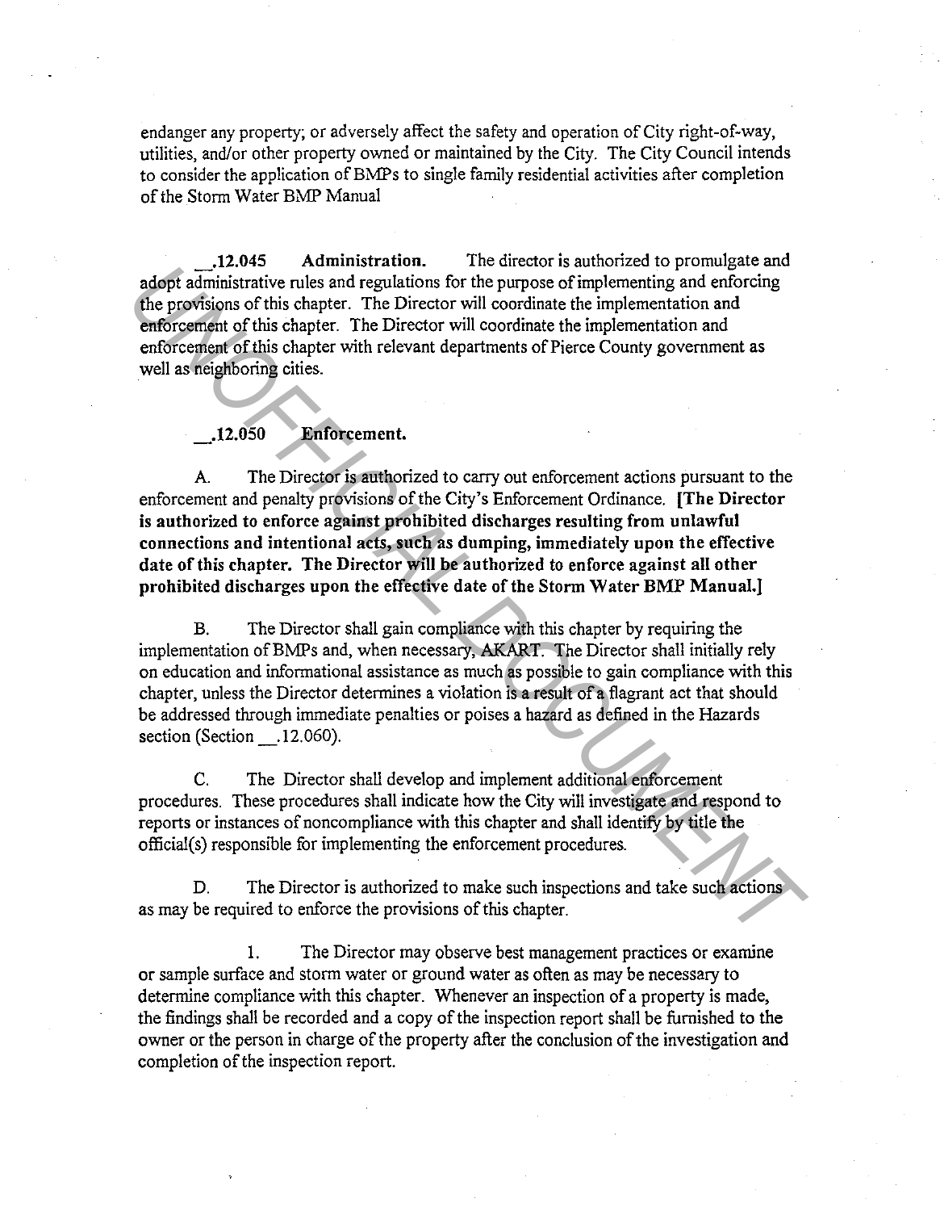endanger any property; or adversely affect the safety and operation of City right-of-way, utilities, and/or other property owned or maintained by the City. The City Council intends to consider the application of BMPs to single family residential activities after completion of the Storm Water BMP Manual

__.12.045 **Administration.** The director is authorized to promulgate and adopt administrative rules and regulations for the purpose of implementing and enforcing the provisions of this chapter. The Director will coordinate the implementation and enforcement of this chapter. The Director will coordinate the implementation and enforcement of this chapter with relevant departments of Pierce County government as well as neighboring cities.

__.12.050 **Enforcement.**

A. The Director is authorized to carry out enforcement actions pursuant to the enforcement and penalty provisions of the City's Enforcement Ordinance. **[The Director is authorized to enforce against prohibited discharges resulting from unlawful connections and intentional acts, such as dumping, immediately upon the effective date of this chapter. The Director will be authorized to enforce against all other prohibited discharges upon the effective date of the Storm Water BMP Manual.]**

B. The Director shall gain compliance with this chapter by requiring the implementation of BMPs and, when necessary, AKART. The Director shall initially rely on education and informational assistance as much as possible to gain compliance with this chapter, unless the Director determines a violation is a result of a flagrant act that should be addressed through immediate penalties or poises a hazard as defined in the Hazards section (Section __.12.060).

C. The Director shall develop and implement additional enforcement procedures. These procedures shall indicate how the City will investigate and respond to reports or instances of noncompliance with this chapter and shall identify by title the official(s) responsible for implementing the enforcement procedures.

D. The Director is authorized to make such inspections and take such actions as may be required to enforce the provisions of this chapter.

1. The Director may observe best management practices or examine or sample surface and storm water or ground water as often as may be necessary to determine compliance with this chapter. Whenever an inspection of a property is made, the findings shall be recorded and a copy of the inspection report shall be furnished to the owner or the person in charge of the property after the conclusion of the investigation and completion of the inspection report.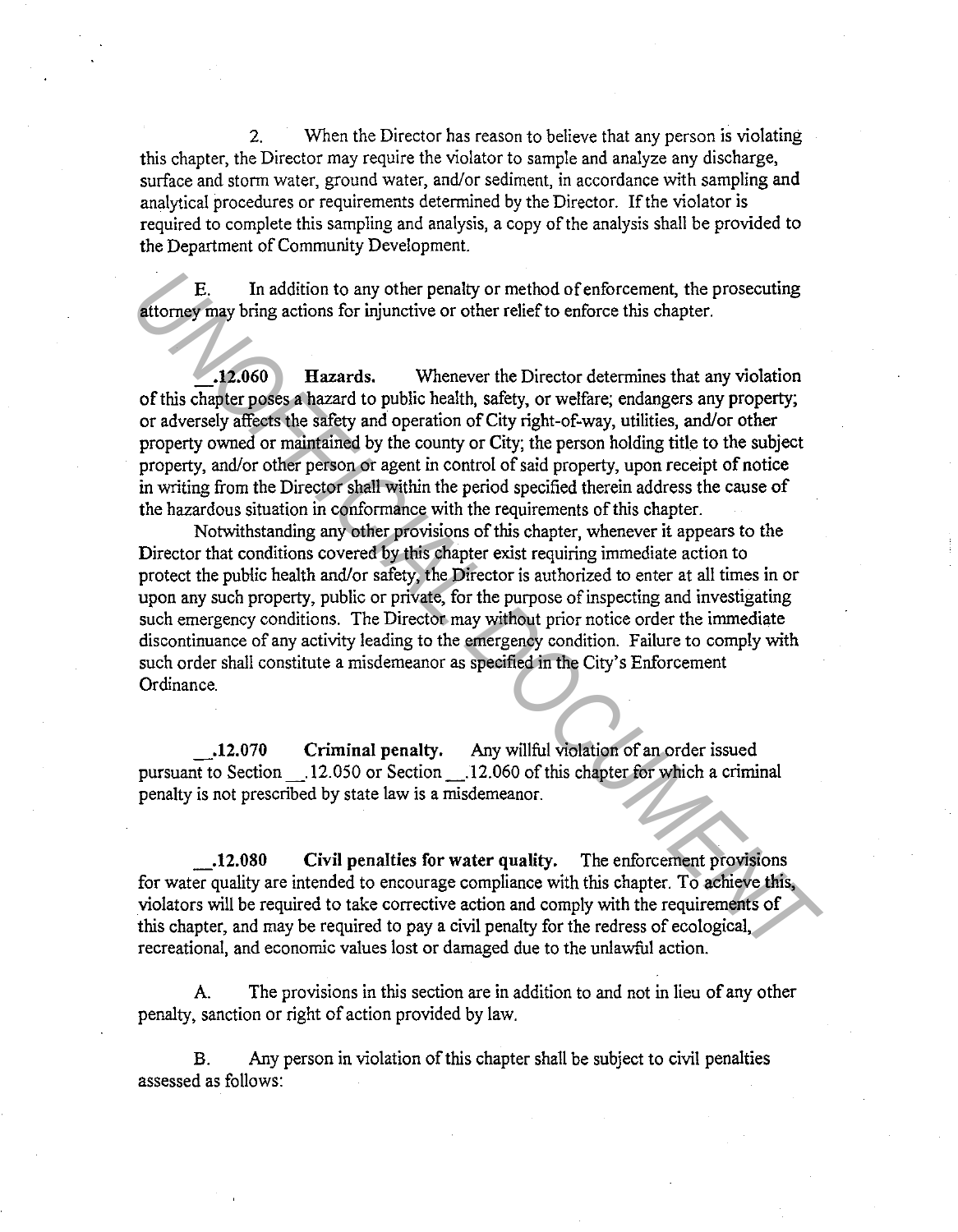2. When the Director has reason to believe that any person is violating this chapter, the Director may require the violator to sample and analyze any discharge, surface and storm water, ground water, and/or sediment, in accordance with sampling and analytical procedures or requirements determined by the Director. If the violator is required to complete this sampling and analysis, a copy of the analysis shall be provided to the Department of Community Development.

E. In addition to any other penalty or method of enforcement, the prosecuting attorney may bring actions for injunctive or other relief to enforce this chapter.

**__.12.060 Hazards.** Whenever the Director determines that any violation of this chapter poses a hazard to public health, safety, or welfare; endangers any property; or adversely affects the safety and operation of City right-of-way, utilities, and/or other property owned or maintained by the county or City; the person holding title to the subject property, and/or other person or agent in control of said property, upon receipt of notice in writing from the Director shall within the period specified therein address the cause of the hazardous situation in conformance with the requirements of this chapter.

Notwithstanding any other provisions of this chapter, whenever it appears to the Director that conditions covered by this chapter exist requiring immediate action to protect the public health and/or safety, the Director is authorized to enter at all times in or upon any such property, public or private, for the purpose of inspecting and investigating such emergency conditions. The Director may without prior notice order the immediate discontinuance of any activity leading to the emergency condition. Failure to comply with such order shall constitute a misdemeanor as specified in the City's Enforcement Ordinance.

**__.12.070 Criminal penalty.** Any willful violation of an order issued pursuant to Section __.12.050 or Section __.12.060 of this chapter for which a criminal penalty is not prescribed by state law is a misdemeanor.

**__.12.080 Civil penalties for water quality.** The enforcement provisions for water quality are intended to encourage compliance with this chapter. To achieve this, violators will be required to take corrective action and comply with the requirements of this chapter, and may be required to pay a civil penalty for the redress of ecological, recreational, and economic values lost or damaged due to the unlawful action.

A. The provisions in this section are in addition to and not in lieu of any other penalty, sanction or right of action provided by law.

B. Any person in violation of this chapter shall be subject to civil penalties assessed as follows: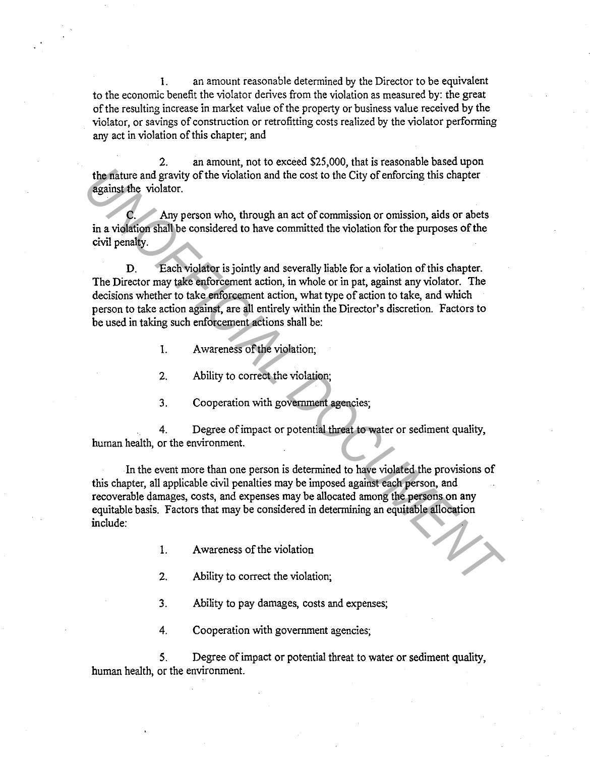1. an amount reasonable determined by the Director to be equivalent to the economic benefit the violator derives from the violation as measured by: the great of the resulting increase in market value of the property or business value received by the violator, or savings of construction or retrofitting costs realized by the violator performing any act in violation of this chapter; and

2. an amount, not to exceed $25,000, that is reasonable based upon the nature and gravity of the violation and the cost to the City of enforcing this chapter against the violator.

C. Any person who, through an act of commission or omission, aids or abets in a violation shall be considered to have committed the violation for the purposes of the civil penalty.

D. Each violator is jointly and severally liable for a violation of this chapter. The Director may take enforcement action, in whole or in pat, against any violator. The decisions whether to take enforcement action, what type of action to take, and which person to take action against, are all entirely within the Director's discretion. Factors to be used in taking such enforcement actions shall be:

1. Awareness of the violation;

2. Ability to correct the violation;

3. Cooperation with government agencies;

4. Degree of impact or potential threat to water or sediment quality, human health, or the environment.

In the event more than one person is determined to have violated the provisions of this chapter, all applicable civil penalties may be imposed against each person, and recoverable damages, costs, and expenses may be allocated among the persons on any equitable basis. Factors that may be considered in determining an equitable allocation include:

1. Awareness of the violation

2. Ability to correct the violation;

3. Ability to pay damages, costs and expenses;

4. Cooperation with government agencies;

5. Degree of impact or potential threat to water or sediment quality, human health, or the environment.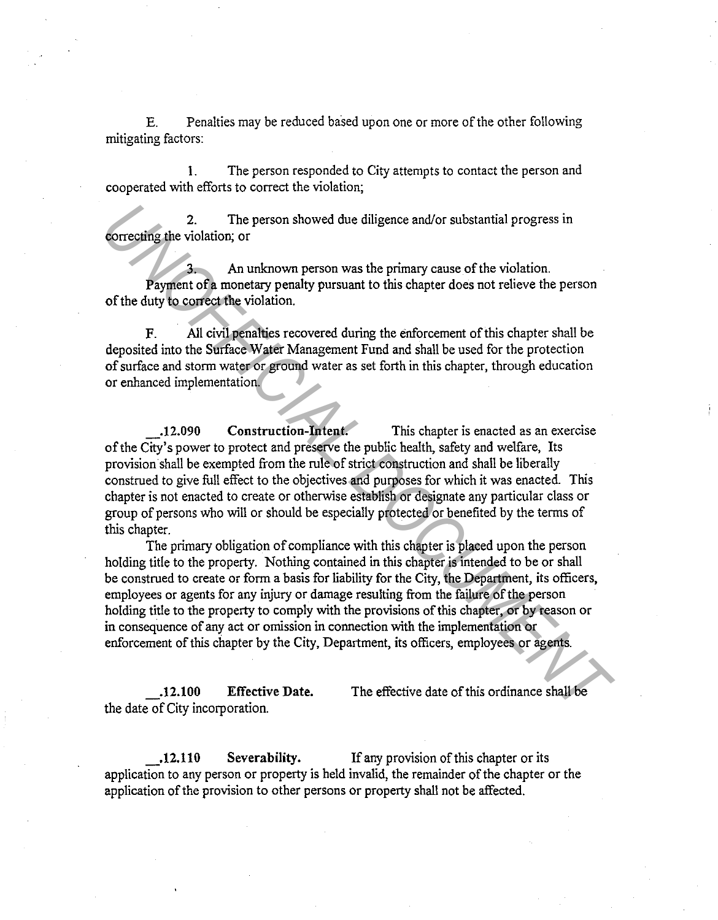E. Penalties may be reduced based upon one or more of the other following mitigating factors:

1. The person responded to City attempts to contact the person and cooperated with efforts to correct the violation;

2. The person showed due diligence and/or substantial progress in correcting the violation; or

3. An unknown person was the primary cause of the violation.

Payment of a monetary penalty pursuant to this chapter does not relieve the person of the duty to correct the violation.

F. All civil penalties recovered during the enforcement of this chapter shall be deposited into the Surface Water Management Fund and shall be used for the protection of surface and storm water or ground water as set forth in this chapter, through education or enhanced implementation.

__.12.090 **Construction-Intent.** This chapter is enacted as an exercise of the City's power to protect and preserve the public health, safety and welfare, Its provision shall be exempted from the rule of strict construction and shall be liberally construed to give full effect to the objectives and purposes for which it was enacted. This chapter is not enacted to create or otherwise establish or designate any particular class or group of persons who will or should be especially protected or benefited by the terms of this chapter.

The primary obligation of compliance with this chapter is placed upon the person holding title to the property. Nothing contained in this chapter is intended to be or shall be construed to create or form a basis for liability for the City, the Department, its officers, employees or agents for any injury or damage resulting from the failure of the person holding title to the property to comply with the provisions of this chapter, or by reason or in consequence of any act or omission in connection with the implementation or enforcement of this chapter by the City, Department, its officers, employees or agents.

__.12.100 **Effective Date.** The effective date of this ordinance shall be the date of City incorporation.

__.12.110 **Severability.** If any provision of this chapter or its application to any person or property is held invalid, the remainder of the chapter or the application of the provision to other persons or property shall not be affected.